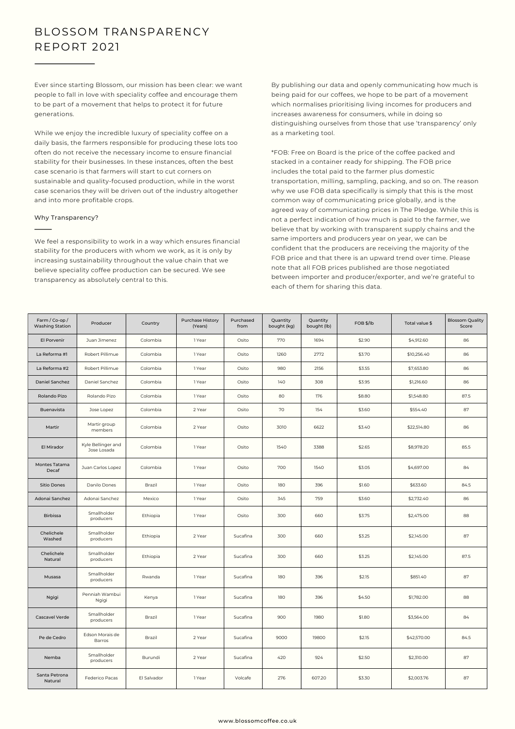# BLOSSOM TRANSPARENCY REPORT 2021

Ever since starting Blossom, our mission has been clear: we want people to fall in love with speciality coffee and encourage them to be part of a movement that helps to protect it for future generations.

While we enjoy the incredible luxury of speciality coffee on a daily basis, the farmers responsible for producing these lots too often do not receive the necessary income to ensure financial stability for their businesses. In these instances, often the best case scenario is that farmers will start to cut corners on sustainable and quality-focused production, while in the worst case scenarios they will be driven out of the industry altogether and into more profitable crops.

### Why Transparency?

We feel a responsibility to work in a way which ensures financial stability for the producers with whom we work, as it is only by increasing sustainability throughout the value chain that we believe speciality coffee production can be secured. We see transparency as absolutely central to this.

By publishing our data and openly communicating how much is being paid for our coffees, we hope to be part of a movement which normalises prioritising living incomes for producers and increases awareness for consumers, while in doing so distinguishing ourselves from those that use 'transparency' only as a marketing tool.

*FOB: Free on Board is the price of the coffee packed and stacked in a container ready for shipping. The FOB price includes the total paid to the farmer plus domestic transportation, milling, sampling, packing, and so on. The reason why we use FOB data specifically is simply that this is the most common way of communicating price globally, and is the agreed way of communicating prices in The Pledge. While this is not a perfect indication of how much is paid to the farmer, we believe that by working with transparent supply chains and the same importers and producers year on year, we can be confident that the producers are receiving the majority of the FOB price and that there is an upward trend over time. Please note that all FOB prices published are those negotiated between importer and producer/exporter, and we're grateful to each of them for sharing this data.

| Farm / Co-op / Washing Station | Producer | Country | Purchase History (Years) | Purchased from | Quantity bought (kg) | Quantity bought (lb) | FOB $/lb | Total value $ | Blossom Quality Score |
|---|---|---|---|---|---|---|---|---|---|
| El Porvenir | Juan Jimenez | Colombia | 1 Year | Osito | 770 | 1694 | $2.90 | $4,912.60 | 86 |
| La Reforma #1 | Robert Pillimue | Colombia | 1 Year | Osito | 1260 | 2772 | $3.70 | $10,256.40 | 86 |
| La Reforma #2 | Robert Pillimue | Colombia | 1 Year | Osito | 980 | 2156 | $3.55 | $7,653.80 | 86 |
| Daniel Sanchez | Daniel Sanchez | Colombia | 1 Year | Osito | 140 | 308 | $3.95 | $1,216.60 | 86 |
| Rolando Pizo | Rolando Pizo | Colombia | 1 Year | Osito | 80 | 176 | $8.80 | $1,548.80 | 87.5 |
| Buenavista | Jose Lopez | Colombia | 2 Year | Osito | 70 | 154 | $3.60 | $554.40 | 87 |
| Martir | Martir group members | Colombia | 2 Year | Osito | 3010 | 6622 | $3.40 | $22,514.80 | 86 |
| El Mirador | Kyle Bellinger and Jose Losada | Colombia | 1 Year | Osito | 1540 | 3388 | $2.65 | $8,978.20 | 85.5 |
| Montes Tatama Decaf | Juan Carlos Lopez | Colombia | 1 Year | Osito | 700 | 1540 | $3.05 | $4,697.00 | 84 |
| Sitio Dones | Danilo Dones | Brazil | 1 Year | Osito | 180 | 396 | $1.60 | $633.60 | 84.5 |
| Adonai Sanchez | Adonai Sanchez | Mexico | 1 Year | Osito | 345 | 759 | $3.60 | $2,732.40 | 86 |
| Birbissa | Smallholder producers | Ethiopia | 1 Year | Osito | 300 | 660 | $3.75 | $2,475.00 | 88 |
| Chelichele Washed | Smallholder producers | Ethiopia | 2 Year | Sucafina | 300 | 660 | $3.25 | $2,145.00 | 87 |
| Chelichele Natural | Smallholder producers | Ethiopia | 2 Year | Sucafina | 300 | 660 | $3.25 | $2,145.00 | 87.5 |
| Musasa | Smallholder producers | Rwanda | 1 Year | Sucafina | 180 | 396 | $2.15 | $851.40 | 87 |
| Ngigi | Penniah Wambui Ngigi | Kenya | 1 Year | Sucafina | 180 | 396 | $4.50 | $1,782.00 | 88 |
| Cascavel Verde | Smallholder producers | Brazil | 1 Year | Sucafina | 900 | 1980 | $1.80 | $3,564.00 | 84 |
| Pe de Cedro | Edson Morais de Barros | Brazil | 2 Year | Sucafina | 9000 | 19800 | $2.15 | $42,570.00 | 84.5 |
| Nemba | Smallholder producers | Burundi | 2 Year | Sucafina | 420 | 924 | $2.50 | $2,310.00 | 87 |
| Santa Petrona Natural | Federico Pacas | El Salvador | 1 Year | Volcafe | 276 | 607.20 | $3.30 | $2,003.76 | 87 |

www.blossomcoffee.co.uk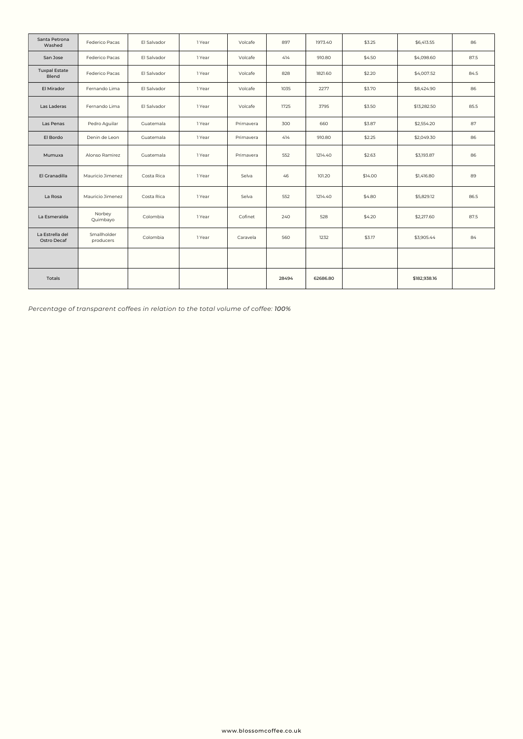| | | | | | | | | | |
|---|---|---|---|---|---|---|---|---|---|
| Santa Petrona Washed | Federico Pacas | El Salvador | 1 Year | Volcafe | 897 | 1973.40 | $3.25 | $6,413.55 | 86 |
| San Jose | Federico Pacas | El Salvador | 1 Year | Volcafe | 414 | 910.80 | $4.50 | $4,098.60 | 87.5 |
| Tuxpal Estate Blend | Federico Pacas | El Salvador | 1 Year | Volcafe | 828 | 1821.60 | $2.20 | $4,007.52 | 84.5 |
| El Mirador | Fernando Lima | El Salvador | 1 Year | Volcafe | 1035 | 2277 | $3.70 | $8,424.90 | 86 |
| Las Laderas | Fernando Lima | El Salvador | 1 Year | Volcafe | 1725 | 3795 | $3.50 | $13,282.50 | 85.5 |
| Las Penas | Pedro Aguilar | Guatemala | 1 Year | Primavera | 300 | 660 | $3.87 | $2,554.20 | 87 |
| El Bordo | Denin de Leon | Guatemala | 1 Year | Primavera | 414 | 910.80 | $2.25 | $2,049.30 | 86 |
| Mumuxa | Alonso Ramirez | Guatemala | 1 Year | Primavera | 552 | 1214.40 | $2.63 | $3,193.87 | 86 |
| El Granadilla | Mauricio Jimenez | Costa Rica | 1 Year | Selva | 46 | 101.20 | $14.00 | $1,416.80 | 89 |
| La Rosa | Mauricio Jimenez | Costa Rica | 1 Year | Selva | 552 | 1214.40 | $4.80 | $5,829.12 | 86.5 |
| La Esmeralda | Norbey Quimbayo | Colombia | 1 Year | Cofinet | 240 | 528 | $4.20 | $2,217.60 | 87.5 |
| La Estrella del Ostro Decaf | Smallholder producers | Colombia | 1 Year | Caravela | 560 | 1232 | $3.17 | $3,905.44 | 84 |
| | | | | | | | | | |
| Totals | | | | | 28494 | 62686.80 | | $182,938.16 | |

*Percentage of transparent coffees in relation to the total volume of coffee:* ***100%***

www.blossomcoffee.co.uk